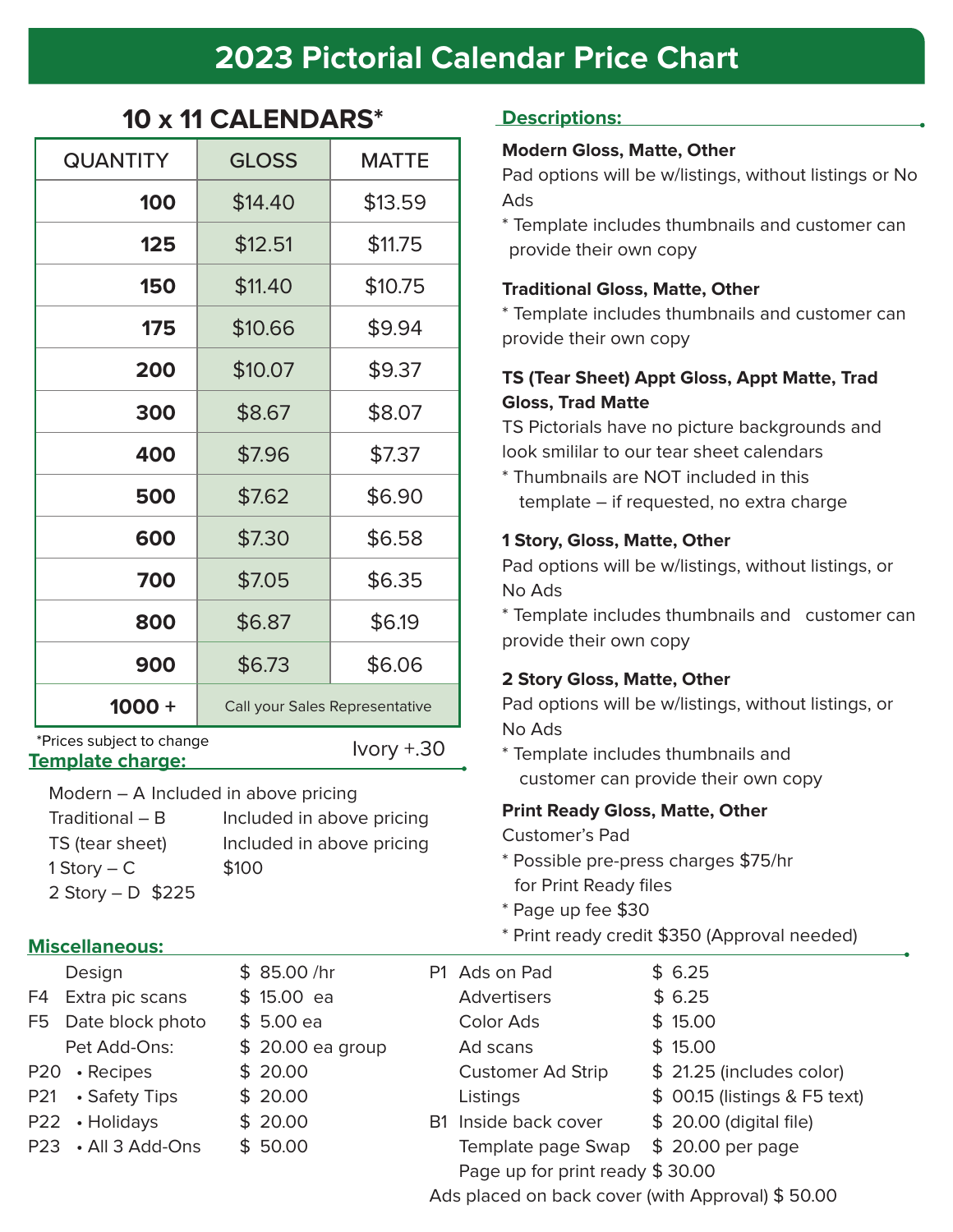# 2023 Pictorial Calendar Price Chart

## 10 x 11 CALENDARS*

| QUANTITY | GLOSS | MATTE |
|---|---|---|
| **100** | $14.40 | $13.59 |
| **125** | $12.51 | $11.75 |
| **150** | $11.40 | $10.75 |
| **175** | $10.66 | $9.94 |
| **200** | $10.07 | $9.37 |
| **300** | $8.67 | $8.07 |
| **400** | $7.96 | $7.37 |
| **500** | $7.62 | $6.90 |
| **600** | $7.30 | $6.58 |
| **700** | $7.05 | $6.35 |
| **800** | $6.87 | $6.19 |
| **900** | $6.73 | $6.06 |
| **1000 +** | Call your Sales Representative | |

*Prices subject to change

Ivory +.30

## Template charge:

Modern – A Included in above pricing
Traditional – B Included in above pricing
TS (tear sheet) Included in above pricing
1 Story – C $100
2 Story – D $225

## Descriptions:

**Modern Gloss, Matte, Other**
Pad options will be w/listings, without listings or No Ads
* Template includes thumbnails and customer can provide their own copy

**Traditional Gloss, Matte, Other**
* Template includes thumbnails and customer can provide their own copy

**TS (Tear Sheet) Appt Gloss, Appt Matte, Trad Gloss, Trad Matte**
TS Pictorials have no picture backgrounds and look smilil​ar to our tear sheet calendars
* Thumbnails are NOT included in this template – if requested, no extra charge

**1 Story, Gloss, Matte, Other**
Pad options will be w/listings, without listings, or No Ads
* Template includes thumbnails and customer can provide their own copy

**2 Story Gloss, Matte, Other**
Pad options will be w/listings, without listings, or No Ads
* Template includes thumbnails and customer can provide their own copy

**Print Ready Gloss, Matte, Other**
Customer's Pad
* Possible pre-press charges $75/hr for Print Ready files
* Page up fee $30
* Print ready credit $350 (Approval needed)

## Miscellaneous:

| Code | Item | Price |
|---|---|---|
| | Design | $ 85.00 /hr |
| F4 | Extra pic scans | $ 15.00 ea |
| F5 | Date block photo | $ 5.00 ea |
| | Pet Add-Ons: | $ 20.00 ea group |
| P20 | • Recipes | $ 20.00 |
| P21 | • Safety Tips | $ 20.00 |
| P22 | • Holidays | $ 20.00 |
| P23 | • All 3 Add-Ons | $ 50.00 |
| P1 | Ads on Pad | $ 6.25 |
| | Advertisers | $ 6.25 |
| | Color Ads | $ 15.00 |
| | Ad scans | $ 15.00 |
| | Customer Ad Strip | $ 21.25 (includes color) |
| | Listings | $ 00.15 (listings & F5 text) |
| B1 | Inside back cover | $ 20.00 (digital file) |
| | Template page Swap | $ 20.00 per page |
| | Page up for print ready | $ 30.00 |

Ads placed on back cover (with Approval) $ 50.00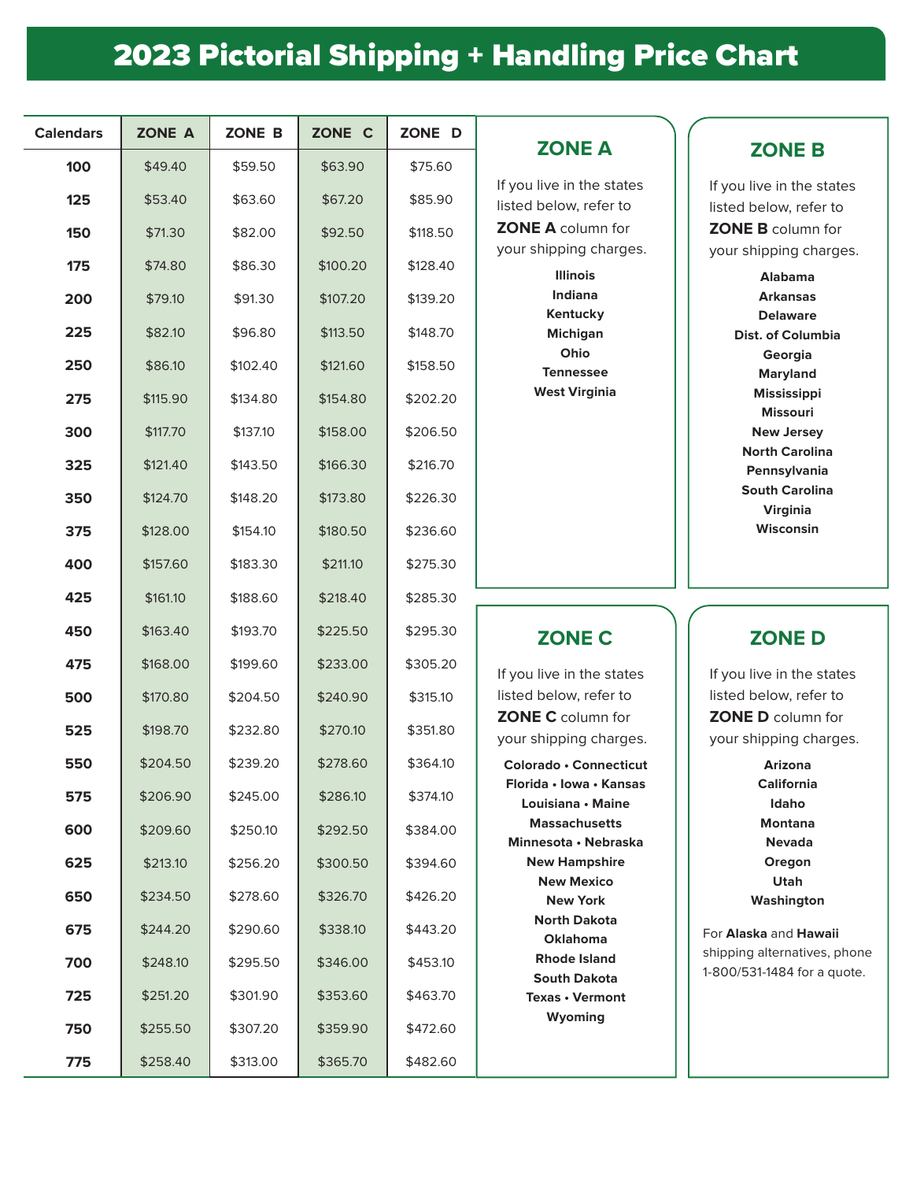# 2023 Pictorial Shipping + Handling Price Chart

| Calendars | ZONE A | ZONE B | ZONE C | ZONE D |
|---|---|---|---|---|
| 100 | $49.40 | $59.50 | $63.90 | $75.60 |
| 125 | $53.40 | $63.60 | $67.20 | $85.90 |
| 150 | $71.30 | $82.00 | $92.50 | $118.50 |
| 175 | $74.80 | $86.30 | $100.20 | $128.40 |
| 200 | $79.10 | $91.30 | $107.20 | $139.20 |
| 225 | $82.10 | $96.80 | $113.50 | $148.70 |
| 250 | $86.10 | $102.40 | $121.60 | $158.50 |
| 275 | $115.90 | $134.80 | $154.80 | $202.20 |
| 300 | $117.70 | $137.10 | $158.00 | $206.50 |
| 325 | $121.40 | $143.50 | $166.30 | $216.70 |
| 350 | $124.70 | $148.20 | $173.80 | $226.30 |
| 375 | $128.00 | $154.10 | $180.50 | $236.60 |
| 400 | $157.60 | $183.30 | $211.10 | $275.30 |
| 425 | $161.10 | $188.60 | $218.40 | $285.30 |
| 450 | $163.40 | $193.70 | $225.50 | $295.30 |
| 475 | $168.00 | $199.60 | $233.00 | $305.20 |
| 500 | $170.80 | $204.50 | $240.90 | $315.10 |
| 525 | $198.70 | $232.80 | $270.10 | $351.80 |
| 550 | $204.50 | $239.20 | $278.60 | $364.10 |
| 575 | $206.90 | $245.00 | $286.10 | $374.10 |
| 600 | $209.60 | $250.10 | $292.50 | $384.00 |
| 625 | $213.10 | $256.20 | $300.50 | $394.60 |
| 650 | $234.50 | $278.60 | $326.70 | $426.20 |
| 675 | $244.20 | $290.60 | $338.10 | $443.20 |
| 700 | $248.10 | $295.50 | $346.00 | $453.10 |
| 725 | $251.20 | $301.90 | $353.60 | $463.70 |
| 750 | $255.50 | $307.20 | $359.90 | $472.60 |
| 775 | $258.40 | $313.00 | $365.70 | $482.60 |

## ZONE A

If you live in the states listed below, refer to **ZONE A** column for your shipping charges.

**Illinois**
**Indiana**
**Kentucky**
**Michigan**
**Ohio**
**Tennessee**
**West Virginia**

## ZONE B

If you live in the states listed below, refer to **ZONE B** column for your shipping charges.

**Alabama**
**Arkansas**
**Delaware**
**Dist. of Columbia**
**Georgia**
**Maryland**
**Mississippi**
**Missouri**
**New Jersey**
**North Carolina**
**Pennsylvania**
**South Carolina**
**Virginia**
**Wisconsin**

## ZONE C

If you live in the states listed below, refer to **ZONE C** column for your shipping charges.

**Colorado • Connecticut**
**Florida • Iowa • Kansas**
**Louisiana • Maine**
**Massachusetts**
**Minnesota • Nebraska**
**New Hampshire**
**New Mexico**
**New York**
**North Dakota**
**Oklahoma**
**Rhode Island**
**South Dakota**
**Texas • Vermont**
**Wyoming**

## ZONE D

If you live in the states listed below, refer to **ZONE D** column for your shipping charges.

**Arizona**
**California**
**Idaho**
**Montana**
**Nevada**
**Oregon**
**Utah**
**Washington**

For **Alaska** and **Hawaii** shipping alternatives, phone 1-800/531-1484 for a quote.